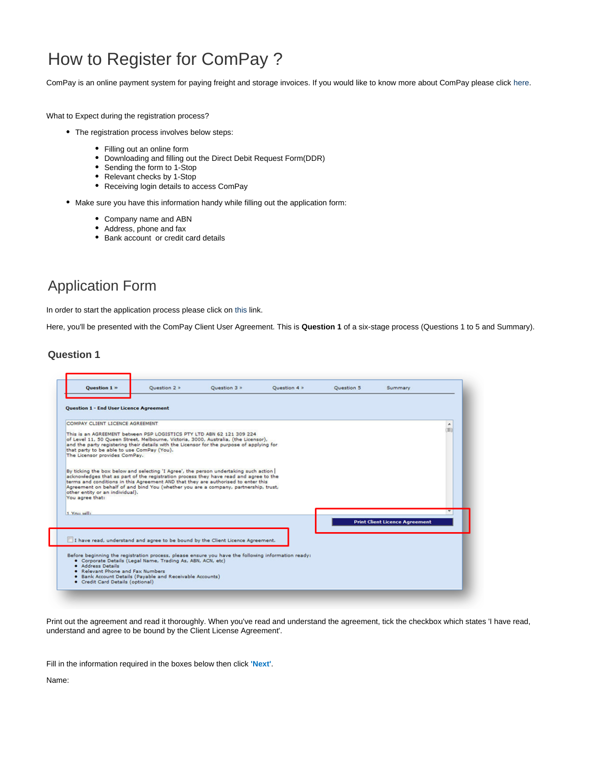# How to Register for ComPay ?

ComPay is an online payment system for paying freight and storage invoices. If you would like to know more about ComPay please click here.

What to Expect during the registration process?

- The registration process involves below steps:
  - Filling out an online form
  - Downloading and filling out the Direct Debit Request Form(DDR)
  - Sending the form to 1-Stop
  - Relevant checks by 1-Stop
  - Receiving login details to access ComPay
- Make sure you have this information handy while filling out the application form:
  - Company name and ABN
  - Address, phone and fax
  - Bank account or credit card details

## Application Form

In order to start the application process please click on this link.

Here, you'll be presented with the ComPay Client User Agreement. This is **Question 1** of a six-stage process (Questions 1 to 5 and Summary).

### Question 1

Question 1 » | Question 2 » | Question 3 » | Question 4 » | Question 5 | Summary

**Question 1 - End User Licence Agreement**

COMPAY CLIENT LICENCE AGREEMENT

This is an AGREEMENT between PSP LOGISTICS PTY LTD ABN 62 121 309 224 of Level 11, 50 Queen Street, Melbourne, Victoria, 3000, Australia, (the Licensor), and the party registering their details with the Licensor for the purpose of applying for that party to be able to use ComPay (You).
The Licensor provides ComPay.

By ticking the box below and selecting 'I Agree', the person undertaking such action acknowledges that as part of the registration process they have read and agree to the terms and conditions in this Agreement AND that they are authorised to enter this Agreement on behalf of and bind You (whether you are a company, partnership, trust, other entity or an individual).
You agree that:

1 You will:

Print Client Licence Agreement

☐ I have read, understand and agree to be bound by the Client Licence Agreement.

Before beginning the registration process, please ensure you have the following information ready:
- Corporate Details (Legal Name, Trading As, ABN, ACN, etc)
- Address Details
- Relevant Phone and Fax Numbers
- Bank Account Details (Payable and Receivable Accounts)
- Credit Card Details (optional)

Print out the agreement and read it thoroughly. When you've read and understand the agreement, tick the checkbox which states 'I have read, understand and agree to be bound by the Client License Agreement'.

Fill in the information required in the boxes below then click **'Next'**.

Name: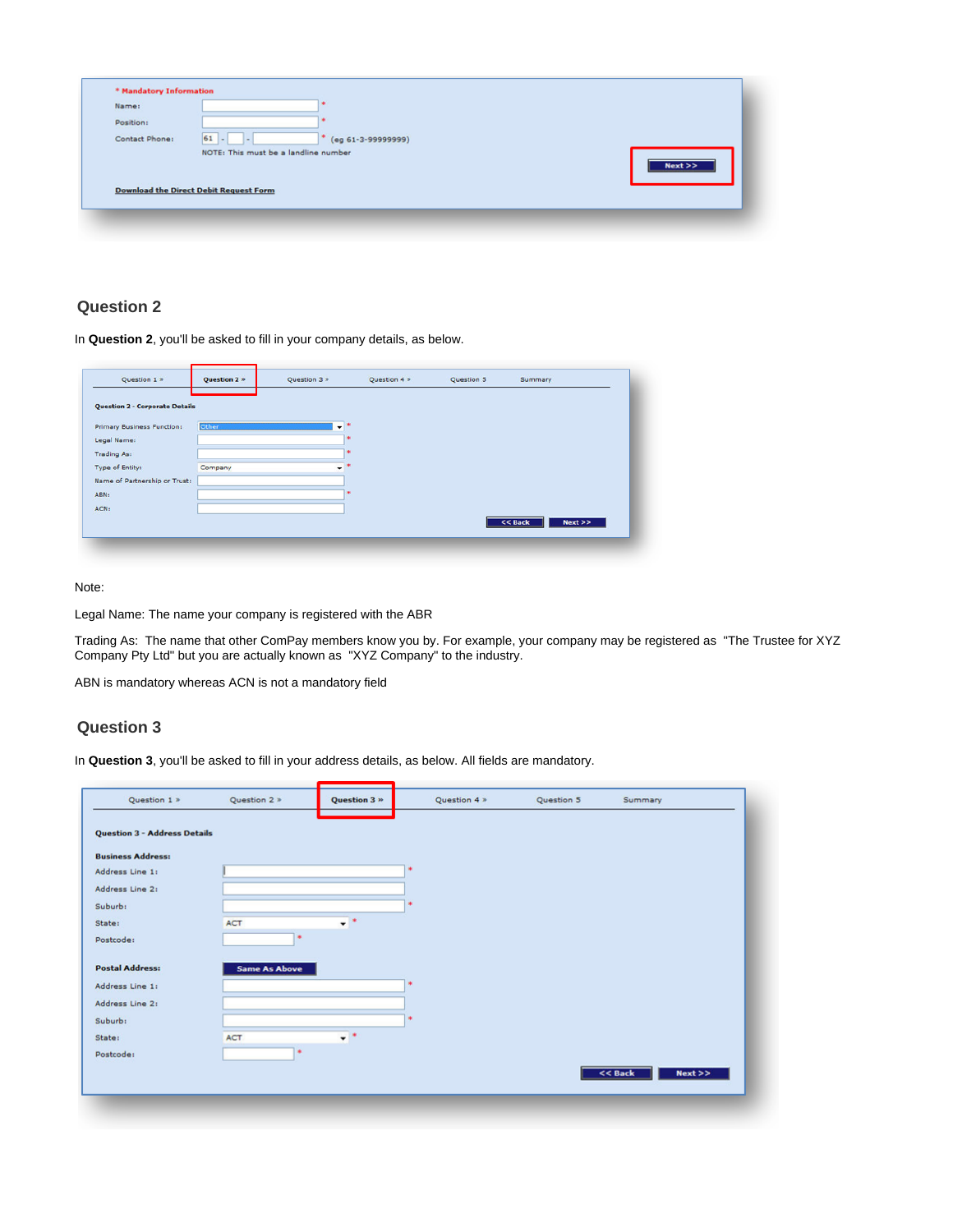## Question 2

In **Question 2**, you'll be asked to fill in your company details, as below.

Note:

Legal Name: The name your company is registered with the ABR

Trading As: The name that other ComPay members know you by. For example, your company may be registered as "The Trustee for XYZ Company Pty Ltd" but you are actually known as "XYZ Company" to the industry.

ABN is mandatory whereas ACN is not a mandatory field

## Question 3

In **Question 3**, you'll be asked to fill in your address details, as below. All fields are mandatory.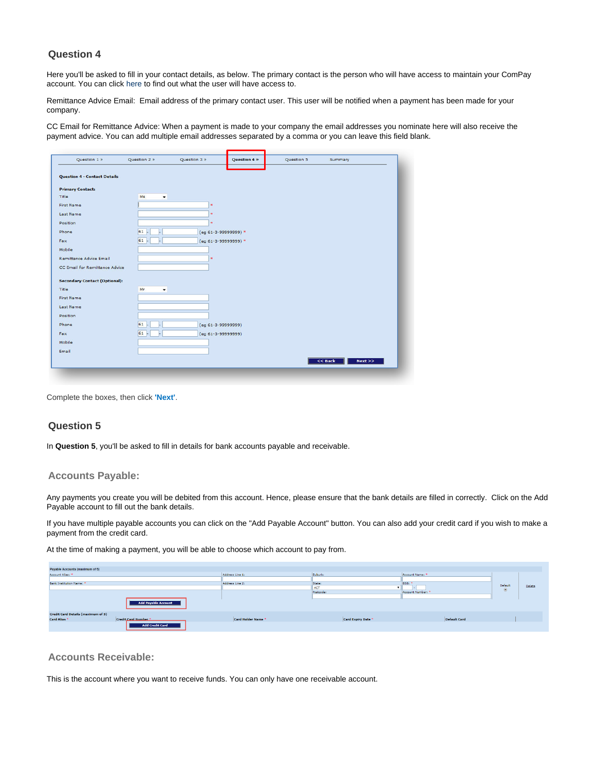## Question 4

Here you'll be asked to fill in your contact details, as below. The primary contact is the person who will have access to maintain your ComPay account. You can click here to find out what the user will have access to.

Remittance Advice Email: Email address of the primary contact user. This user will be notified when a payment has been made for your company.

CC Email for Remittance Advice: When a payment is made to your company the email addresses you nominate here will also receive the payment advice. You can add multiple email addresses separated by a comma or you can leave this field blank.

Complete the boxes, then click **'Next'**.

## Question 5

In **Question 5**, you'll be asked to fill in details for bank accounts payable and receivable.

### Accounts Payable:

Any payments you create you will be debited from this account. Hence, please ensure that the bank details are filled in correctly. Click on the Add Payable account to fill out the bank details.

If you have multiple payable accounts you can click on the "Add Payable Account" button. You can also add your credit card if you wish to make a payment from the credit card.

At the time of making a payment, you will be able to choose which account to pay from.

### Accounts Receivable:

This is the account where you want to receive funds. You can only have one receivable account.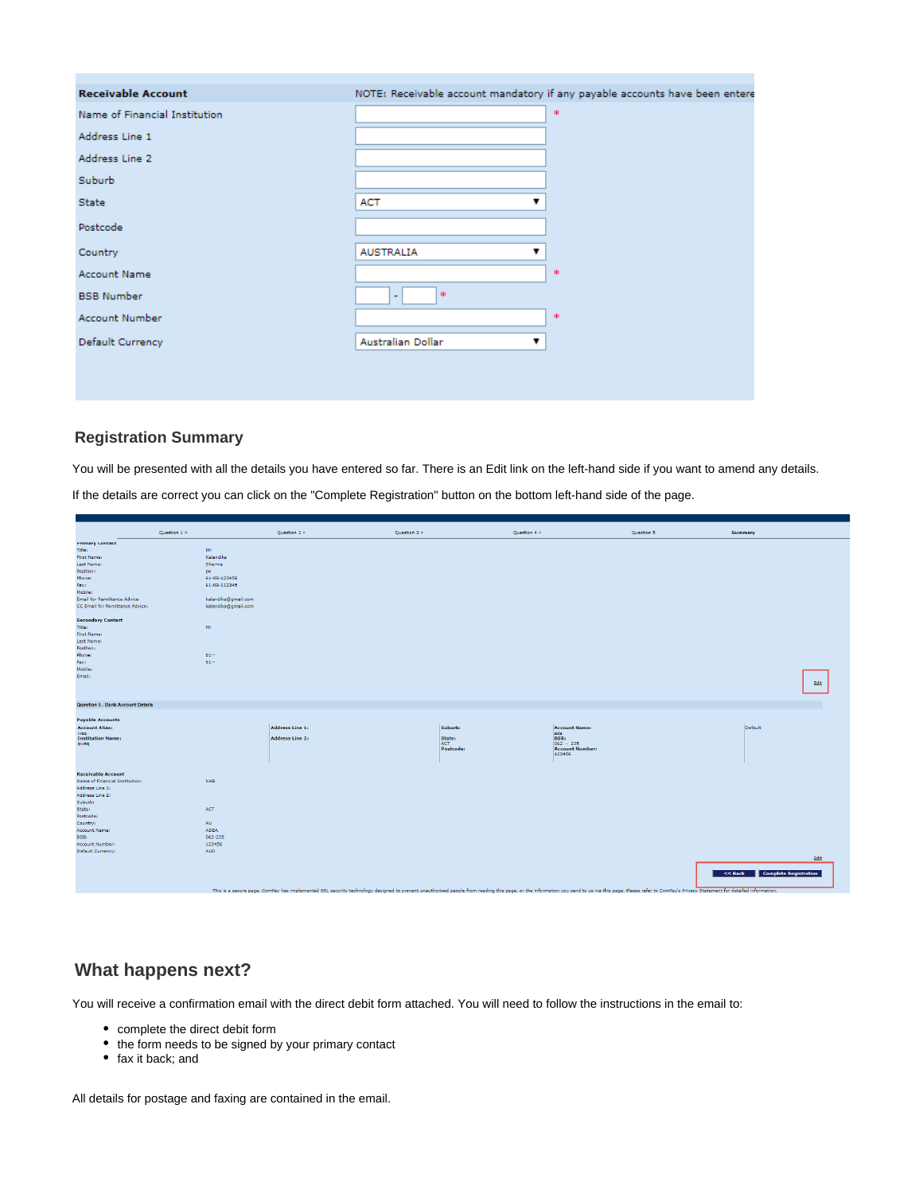| Receivable Account | NOTE: Receivable account mandatory if any payable accounts have been entere |
| --- | --- |
| Name of Financial Institution | * |
| Address Line 1 | |
| Address Line 2 | |
| Suburb | |
| State | ACT |
| Postcode | |
| Country | AUSTRALIA |
| Account Name | * |
| BSB Number | - * |
| Account Number | * |
| Default Currency | Australian Dollar |

## Registration Summary

You will be presented with all the details you have entered so far. There is an Edit link on the left-hand side if you want to amend any details.

If the details are correct you can click on the "Complete Registration" button on the bottom left-hand side of the page.

Question 1 » Question 2 » Question 3 » Question 4 » Question 5 Summary

**Primary Contact**

| | |
| --- | --- |
| Title: | Mr |
| First Name: | Kalandika |
| Last Name: | Sharma |
| Position: | pk |
| Phone: | 61-09-123456 |
| Fax: | 61-09-112345 |
| Mobile: | |
| Email for Remittance Advice | kalandika@gmail.com |
| CC Email for Remittance Advice: | kalandika@gmail.com |

**Secondary Contact**

| | |
| --- | --- |
| Title: | Mr |
| First Name: | |
| Last Name: | |
| Position: | |
| Phone: | 61-- |
| Fax: | 61-- |
| Mobile: | |
| Email: | |

Edit

**Question 5 - Bank Account Details**

**Payable Accounts**

| Account Alias: rweq<br>Institution Name: qweq | Address Line 1:<br>Address Line 2: | Suburb:<br>State: ACT<br>Postcode: | Account Name: ada<br>BSB: 062 - 235<br>Account Number: 123456 | Default |
| --- | --- | --- | --- | --- |

**Receivable Account**

| | |
| --- | --- |
| Name of Financial Institution: | NAB |
| Address Line 1: | |
| Address Line 2: | |
| Suburb: | |
| State: | ACT |
| Postcode: | |
| Country: | AU |
| Account Name: | ADBA |
| BSB: | 062-235 |
| Account Number: | 123456 |
| Default Currency: | AUD |

Edit

<< Back | Complete Registration

This is a secure page. ComPay has implemented SSL security technology designed to prevent unauthorised people from reading this page, or the information you send to us via this page. Please refer to ComPay's Privacy Statement for detailed information.

## What happens next?

You will receive a confirmation email with the direct debit form attached. You will need to follow the instructions in the email to:

- complete the direct debit form
- the form needs to be signed by your primary contact
- fax it back; and

All details for postage and faxing are contained in the email.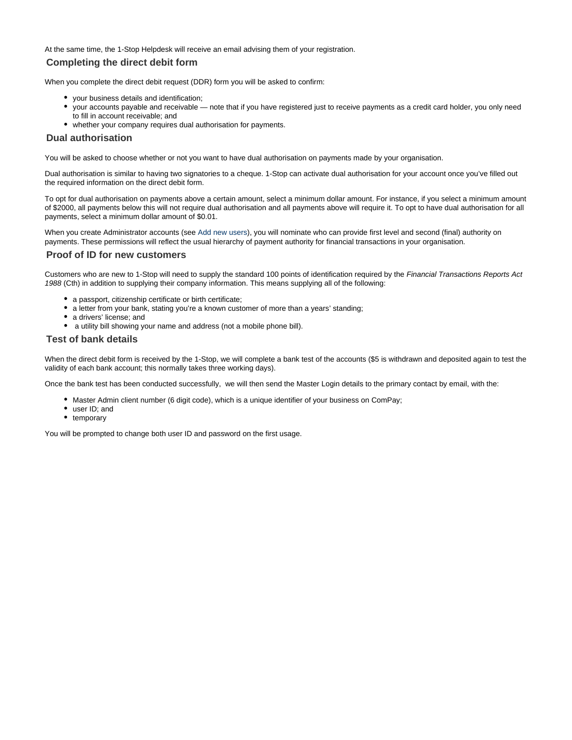At the same time, the 1-Stop Helpdesk will receive an email advising them of your registration.

## Completing the direct debit form

When you complete the direct debit request (DDR) form you will be asked to confirm:

- your business details and identification;
- your accounts payable and receivable — note that if you have registered just to receive payments as a credit card holder, you only need to fill in account receivable; and
- whether your company requires dual authorisation for payments.

## Dual authorisation

You will be asked to choose whether or not you want to have dual authorisation on payments made by your organisation.

Dual authorisation is similar to having two signatories to a cheque. 1-Stop can activate dual authorisation for your account once you've filled out the required information on the direct debit form.

To opt for dual authorisation on payments above a certain amount, select a minimum dollar amount. For instance, if you select a minimum amount of $2000, all payments below this will not require dual authorisation and all payments above will require it. To opt to have dual authorisation for all payments, select a minimum dollar amount of $0.01.

When you create Administrator accounts (see Add new users), you will nominate who can provide first level and second (final) authority on payments. These permissions will reflect the usual hierarchy of payment authority for financial transactions in your organisation.

## Proof of ID for new customers

Customers who are new to 1-Stop will need to supply the standard 100 points of identification required by the *Financial Transactions Reports Act 1988* (Cth) in addition to supplying their company information. This means supplying all of the following:

- a passport, citizenship certificate or birth certificate;
- a letter from your bank, stating you're a known customer of more than a years' standing;
- a drivers' license; and
- a utility bill showing your name and address (not a mobile phone bill).

## Test of bank details

When the direct debit form is received by the 1-Stop, we will complete a bank test of the accounts ($5 is withdrawn and deposited again to test the validity of each bank account; this normally takes three working days).

Once the bank test has been conducted successfully, we will then send the Master Login details to the primary contact by email, with the:

- Master Admin client number (6 digit code), which is a unique identifier of your business on ComPay;
- user ID; and
- temporary

You will be prompted to change both user ID and password on the first usage.